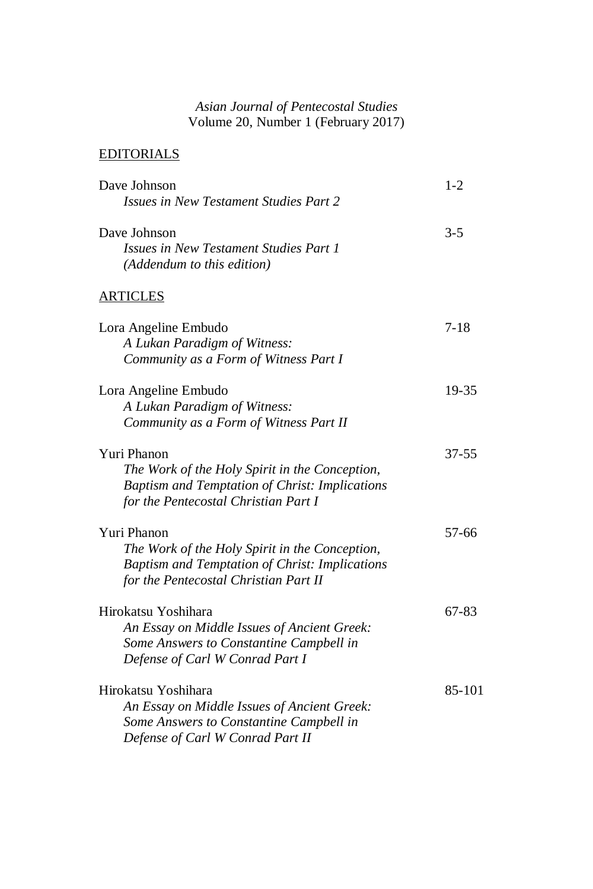*Asian Journal of Pentecostal Studies*
Volume 20, Number 1 (February 2017)

## EDITORIALS

| | |
|---|---|
| Dave Johnson<br>*Issues in New Testament Studies Part 2* | 1-2 |
| Dave Johnson<br>*Issues in New Testament Studies Part 1*<br>*(Addendum to this edition)* | 3-5 |

## ARTICLES

| | |
|---|---|
| Lora Angeline Embudo<br>*A Lukan Paradigm of Witness:*<br>*Community as a Form of Witness Part I* | 7-18 |
| Lora Angeline Embudo<br>*A Lukan Paradigm of Witness:*<br>*Community as a Form of Witness Part II* | 19-35 |
| Yuri Phanon<br>*The Work of the Holy Spirit in the Conception,*<br>*Baptism and Temptation of Christ: Implications*<br>*for the Pentecostal Christian Part I* | 37-55 |
| Yuri Phanon<br>*The Work of the Holy Spirit in the Conception,*<br>*Baptism and Temptation of Christ: Implications*<br>*for the Pentecostal Christian Part II* | 57-66 |
| Hirokatsu Yoshihara<br>*An Essay on Middle Issues of Ancient Greek:*<br>*Some Answers to Constantine Campbell in*<br>*Defense of Carl W Conrad Part I* | 67-83 |
| Hirokatsu Yoshihara<br>*An Essay on Middle Issues of Ancient Greek:*<br>*Some Answers to Constantine Campbell in*<br>*Defense of Carl W Conrad Part II* | 85-101 |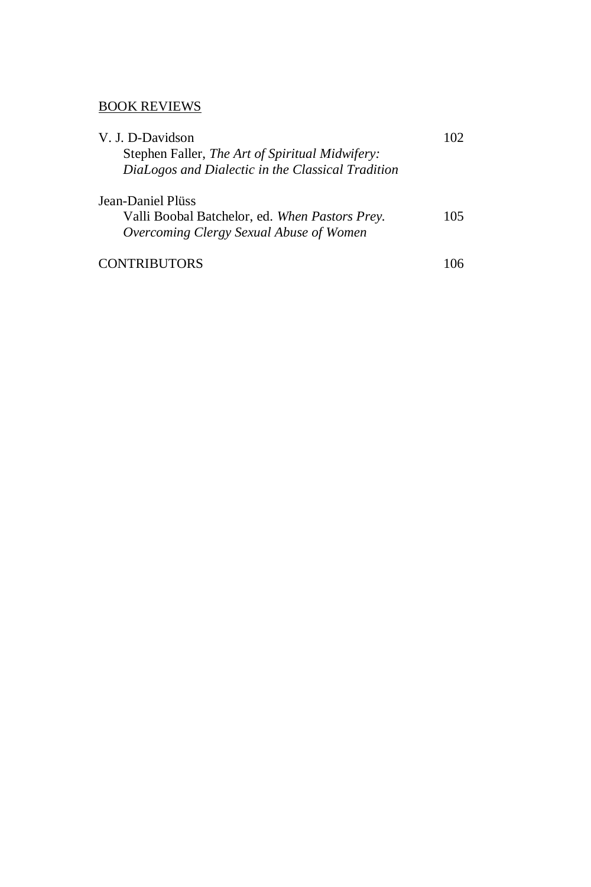BOOK REVIEWS

V. J. D-Davidson — 102
Stephen Faller, *The Art of Spiritual Midwifery: DiaLogos and Dialectic in the Classical Tradition*

Jean-Daniel Plüss
Valli Boobal Batchelor, ed. *When Pastors Prey. Overcoming Clergy Sexual Abuse of Women* — 105

CONTRIBUTORS — 106